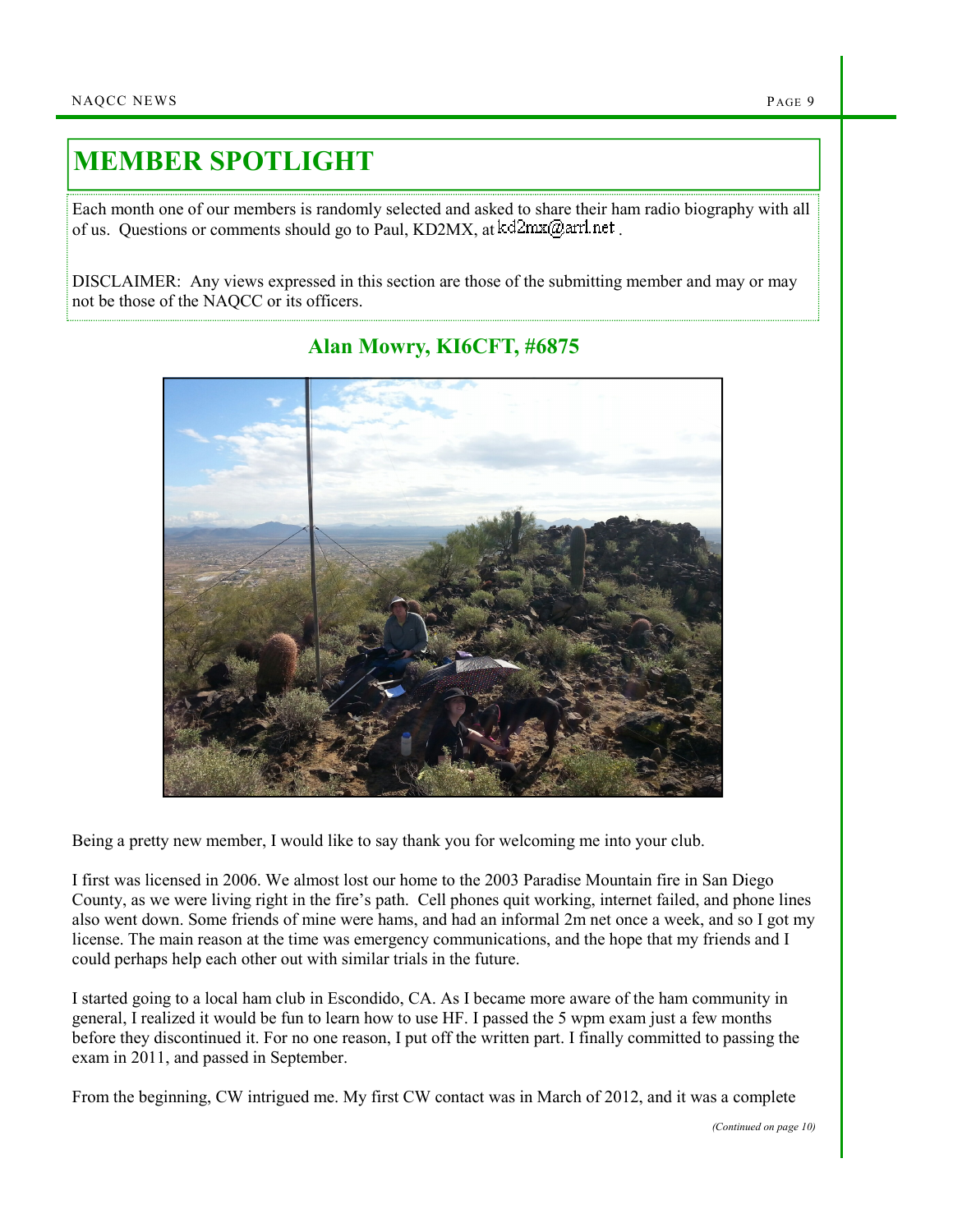# MEMBER SPOTLIGHT

Each month one of our members is randomly selected and asked to share their ham radio biography with all of us. Questions or comments should go to Paul, KD2MX, at kd2mx@arrl.net .

DISCLAIMER: Any views expressed in this section are those of the submitting member and may or may not be those of the NAQCC or its officers.

## Alan Mowry, KI6CFT, #6875

Being a pretty new member, I would like to say thank you for welcoming me into your club.

I first was licensed in 2006. We almost lost our home to the 2003 Paradise Mountain fire in San Diego County, as we were living right in the fire's path. Cell phones quit working, internet failed, and phone lines also went down. Some friends of mine were hams, and had an informal 2m net once a week, and so I got my license. The main reason at the time was emergency communications, and the hope that my friends and I could perhaps help each other out with similar trials in the future.

I started going to a local ham club in Escondido, CA. As I became more aware of the ham community in general, I realized it would be fun to learn how to use HF. I passed the 5 wpm exam just a few months before they discontinued it. For no one reason, I put off the written part. I finally committed to passing the exam in 2011, and passed in September.

From the beginning, CW intrigued me. My first CW contact was in March of 2012, and it was a complete

*(Continued on page 10)*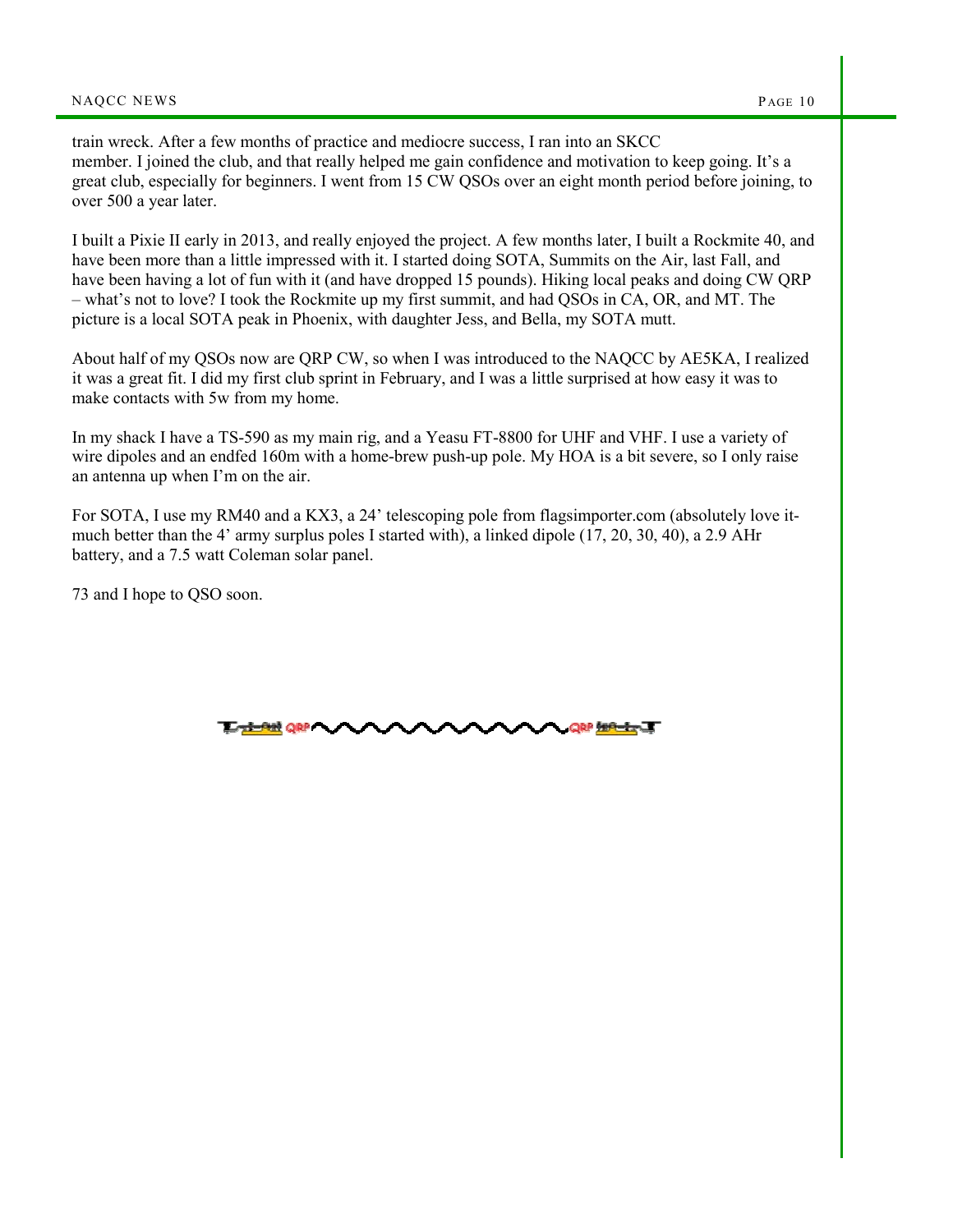train wreck. After a few months of practice and mediocre success, I ran into an SKCC member. I joined the club, and that really helped me gain confidence and motivation to keep going. It's a great club, especially for beginners. I went from 15 CW QSOs over an eight month period before joining, to over 500 a year later.

I built a Pixie II early in 2013, and really enjoyed the project. A few months later, I built a Rockmite 40, and have been more than a little impressed with it. I started doing SOTA, Summits on the Air, last Fall, and have been having a lot of fun with it (and have dropped 15 pounds). Hiking local peaks and doing CW QRP – what's not to love? I took the Rockmite up my first summit, and had QSOs in CA, OR, and MT. The picture is a local SOTA peak in Phoenix, with daughter Jess, and Bella, my SOTA mutt.

About half of my QSOs now are QRP CW, so when I was introduced to the NAQCC by AE5KA, I realized it was a great fit. I did my first club sprint in February, and I was a little surprised at how easy it was to make contacts with 5w from my home.

In my shack I have a TS-590 as my main rig, and a Yeasu FT-8800 for UHF and VHF. I use a variety of wire dipoles and an endfed 160m with a home-brew push-up pole. My HOA is a bit severe, so I only raise an antenna up when I'm on the air.

For SOTA, I use my RM40 and a KX3, a 24' telescoping pole from flagsimporter.com (absolutely love it- much better than the 4' army surplus poles I started with), a linked dipole (17, 20, 30, 40), a 2.9 AHr battery, and a 7.5 watt Coleman solar panel.

73 and I hope to QSO soon.